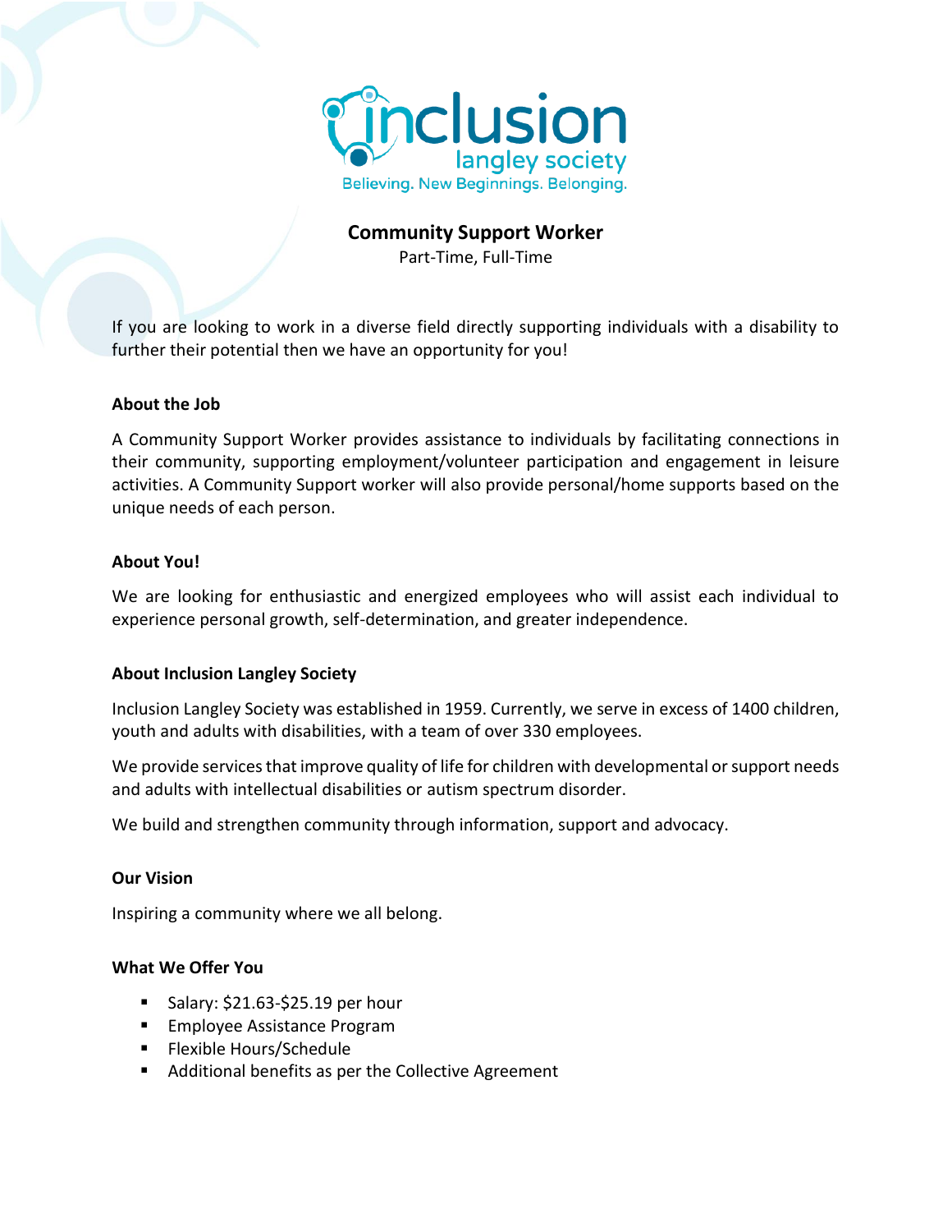inclusion langley society

Believing. New Beginnings. Belonging.

# Community Support Worker

Part-Time, Full-Time

If you are looking to work in a diverse field directly supporting individuals with a disability to further their potential then we have an opportunity for you!

### About the Job

A Community Support Worker provides assistance to individuals by facilitating connections in their community, supporting employment/volunteer participation and engagement in leisure activities. A Community Support worker will also provide personal/home supports based on the unique needs of each person.

### About You!

We are looking for enthusiastic and energized employees who will assist each individual to experience personal growth, self-determination, and greater independence.

### About Inclusion Langley Society

Inclusion Langley Society was established in 1959. Currently, we serve in excess of 1400 children, youth and adults with disabilities, with a team of over 330 employees.

We provide services that improve quality of life for children with developmental or support needs and adults with intellectual disabilities or autism spectrum disorder.

We build and strengthen community through information, support and advocacy.

### Our Vision

Inspiring a community where we all belong.

### What We Offer You

- Salary: $21.63-$25.19 per hour
- Employee Assistance Program
- Flexible Hours/Schedule
- Additional benefits as per the Collective Agreement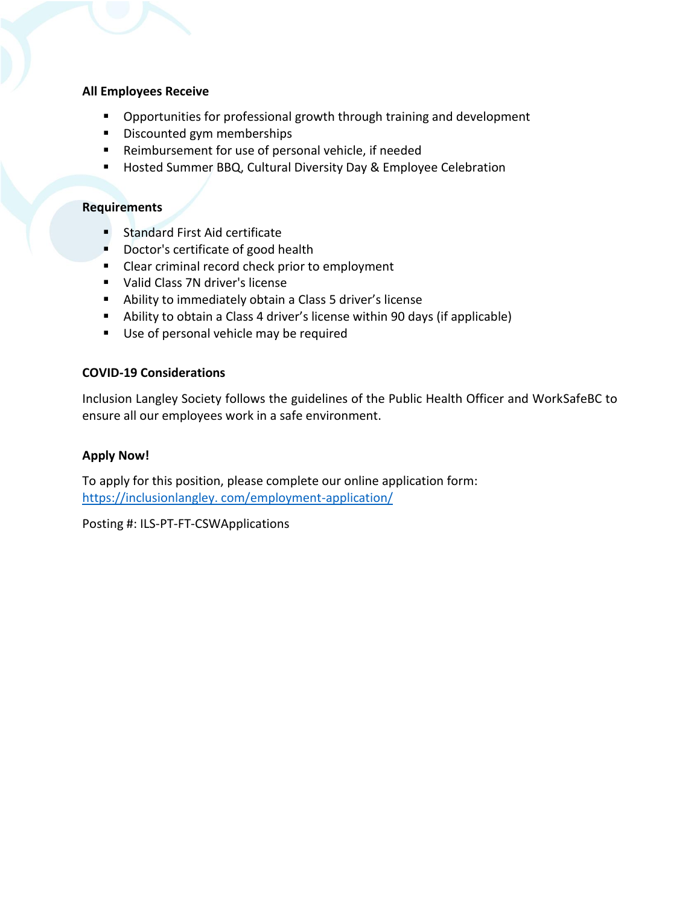**All Employees Receive**

- Opportunities for professional growth through training and development
- Discounted gym memberships
- Reimbursement for use of personal vehicle, if needed
- Hosted Summer BBQ, Cultural Diversity Day & Employee Celebration

**Requirements**

- Standard First Aid certificate
- Doctor's certificate of good health
- Clear criminal record check prior to employment
- Valid Class 7N driver's license
- Ability to immediately obtain a Class 5 driver's license
- Ability to obtain a Class 4 driver's license within 90 days (if applicable)
- Use of personal vehicle may be required

**COVID-19 Considerations**

Inclusion Langley Society follows the guidelines of the Public Health Officer and WorkSafeBC to ensure all our employees work in a safe environment.

**Apply Now!**

To apply for this position, please complete our online application form:
https://inclusionlangley. com/employment-application/

Posting #: ILS-PT-FT-CSWApplications